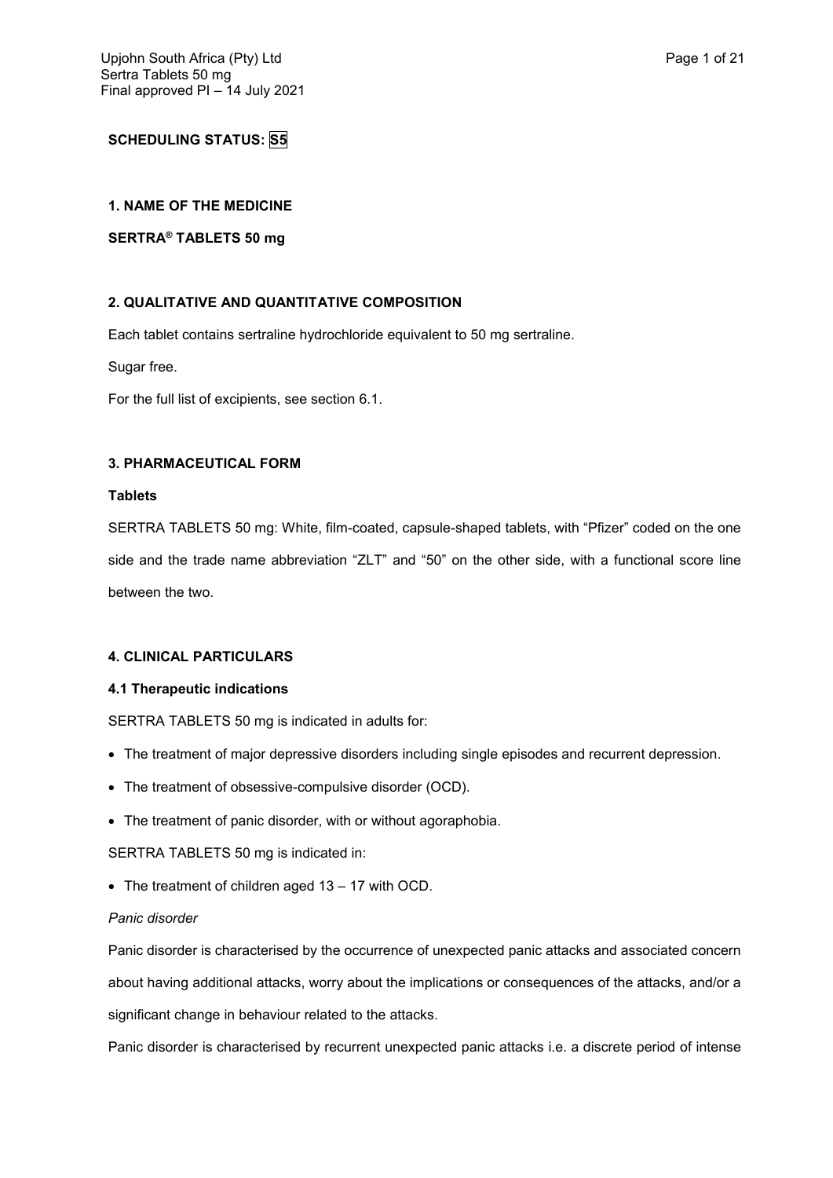**SCHEDULING STATUS: S5**

## 1. NAME OF THE MEDICINE

**SERTRA® TABLETS 50 mg**

## 2. QUALITATIVE AND QUANTITATIVE COMPOSITION

Each tablet contains sertraline hydrochloride equivalent to 50 mg sertraline.

Sugar free.

For the full list of excipients, see section 6.1.

## 3. PHARMACEUTICAL FORM

**Tablets**

SERTRA TABLETS 50 mg: White, film-coated, capsule-shaped tablets, with "Pfizer" coded on the one side and the trade name abbreviation "ZLT" and "50" on the other side, with a functional score line between the two.

## 4. CLINICAL PARTICULARS

### 4.1 Therapeutic indications

SERTRA TABLETS 50 mg is indicated in adults for:

- The treatment of major depressive disorders including single episodes and recurrent depression.
- The treatment of obsessive-compulsive disorder (OCD).
- The treatment of panic disorder, with or without agoraphobia.

SERTRA TABLETS 50 mg is indicated in:

- The treatment of children aged 13 – 17 with OCD.

*Panic disorder*

Panic disorder is characterised by the occurrence of unexpected panic attacks and associated concern about having additional attacks, worry about the implications or consequences of the attacks, and/or a significant change in behaviour related to the attacks.

Panic disorder is characterised by recurrent unexpected panic attacks i.e. a discrete period of intense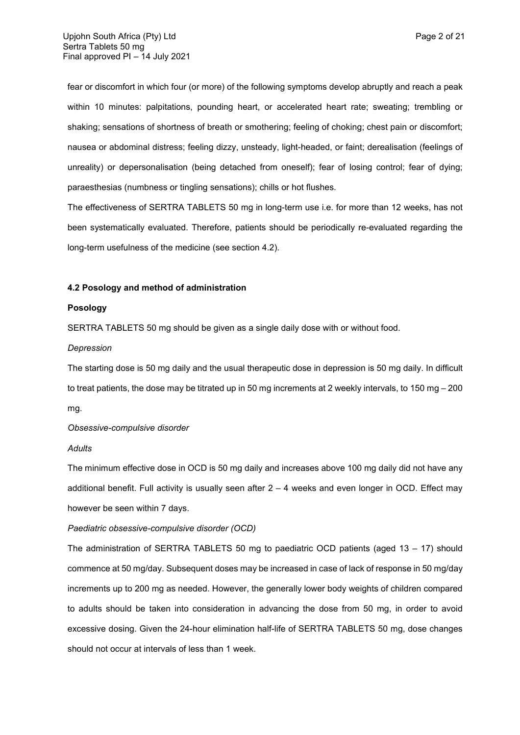fear or discomfort in which four (or more) of the following symptoms develop abruptly and reach a peak within 10 minutes: palpitations, pounding heart, or accelerated heart rate; sweating; trembling or shaking; sensations of shortness of breath or smothering; feeling of choking; chest pain or discomfort; nausea or abdominal distress; feeling dizzy, unsteady, light-headed, or faint; derealisation (feelings of unreality) or depersonalisation (being detached from oneself); fear of losing control; fear of dying; paraesthesias (numbness or tingling sensations); chills or hot flushes.

The effectiveness of SERTRA TABLETS 50 mg in long-term use i.e. for more than 12 weeks, has not been systematically evaluated. Therefore, patients should be periodically re-evaluated regarding the long-term usefulness of the medicine (see section 4.2).

### 4.2 Posology and method of administration

**Posology**

SERTRA TABLETS 50 mg should be given as a single daily dose with or without food.

*Depression*

The starting dose is 50 mg daily and the usual therapeutic dose in depression is 50 mg daily. In difficult to treat patients, the dose may be titrated up in 50 mg increments at 2 weekly intervals, to 150 mg – 200 mg.

*Obsessive-compulsive disorder*

*Adults*

The minimum effective dose in OCD is 50 mg daily and increases above 100 mg daily did not have any additional benefit. Full activity is usually seen after 2 – 4 weeks and even longer in OCD. Effect may however be seen within 7 days.

*Paediatric obsessive-compulsive disorder (OCD)*

The administration of SERTRA TABLETS 50 mg to paediatric OCD patients (aged 13 – 17) should commence at 50 mg/day. Subsequent doses may be increased in case of lack of response in 50 mg/day increments up to 200 mg as needed. However, the generally lower body weights of children compared to adults should be taken into consideration in advancing the dose from 50 mg, in order to avoid excessive dosing. Given the 24-hour elimination half-life of SERTRA TABLETS 50 mg, dose changes should not occur at intervals of less than 1 week.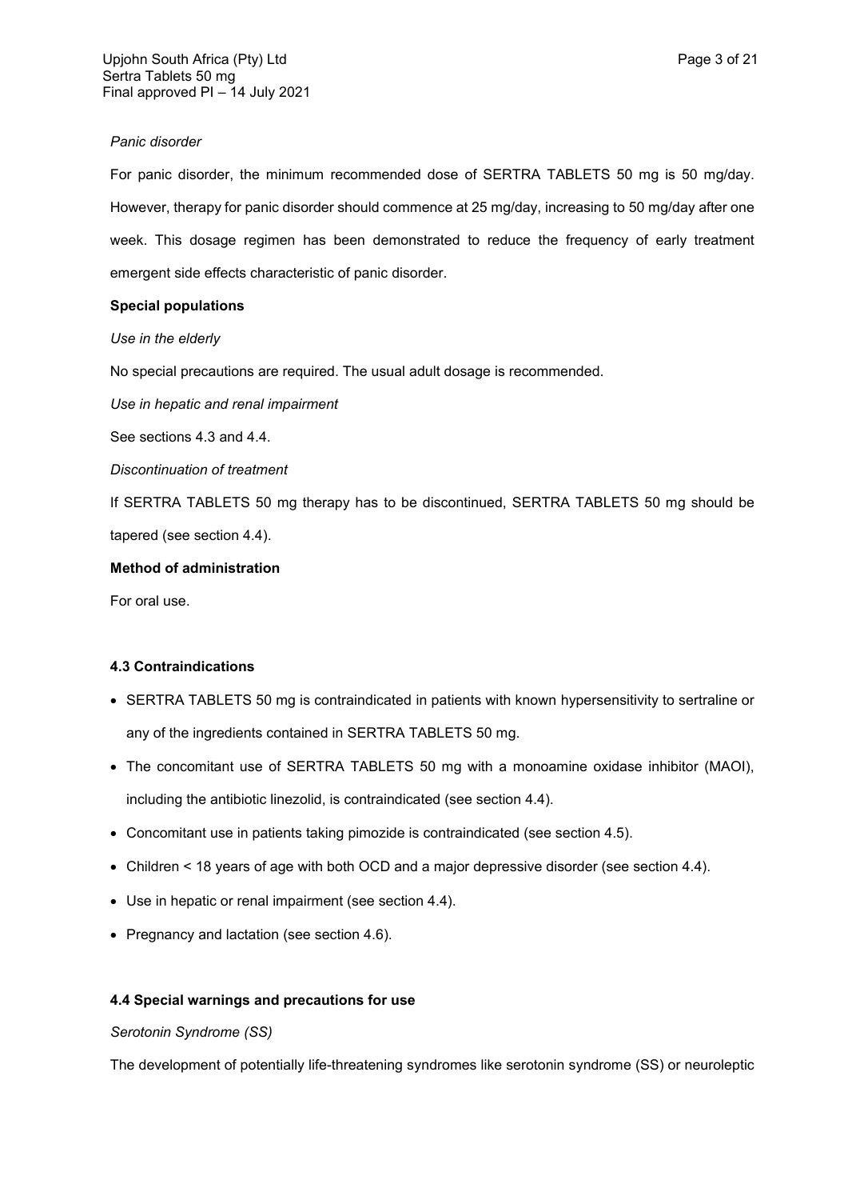*Panic disorder*

For panic disorder, the minimum recommended dose of SERTRA TABLETS 50 mg is 50 mg/day. However, therapy for panic disorder should commence at 25 mg/day, increasing to 50 mg/day after one week. This dosage regimen has been demonstrated to reduce the frequency of early treatment emergent side effects characteristic of panic disorder.

**Special populations**

*Use in the elderly*

No special precautions are required. The usual adult dosage is recommended.

*Use in hepatic and renal impairment*

See sections 4.3 and 4.4.

*Discontinuation of treatment*

If SERTRA TABLETS 50 mg therapy has to be discontinued, SERTRA TABLETS 50 mg should be tapered (see section 4.4).

**Method of administration**

For oral use.

### 4.3 Contraindications

- SERTRA TABLETS 50 mg is contraindicated in patients with known hypersensitivity to sertraline or any of the ingredients contained in SERTRA TABLETS 50 mg.
- The concomitant use of SERTRA TABLETS 50 mg with a monoamine oxidase inhibitor (MAOI), including the antibiotic linezolid, is contraindicated (see section 4.4).
- Concomitant use in patients taking pimozide is contraindicated (see section 4.5).
- Children < 18 years of age with both OCD and a major depressive disorder (see section 4.4).
- Use in hepatic or renal impairment (see section 4.4).
- Pregnancy and lactation (see section 4.6).

### 4.4 Special warnings and precautions for use

*Serotonin Syndrome (SS)*

The development of potentially life-threatening syndromes like serotonin syndrome (SS) or neuroleptic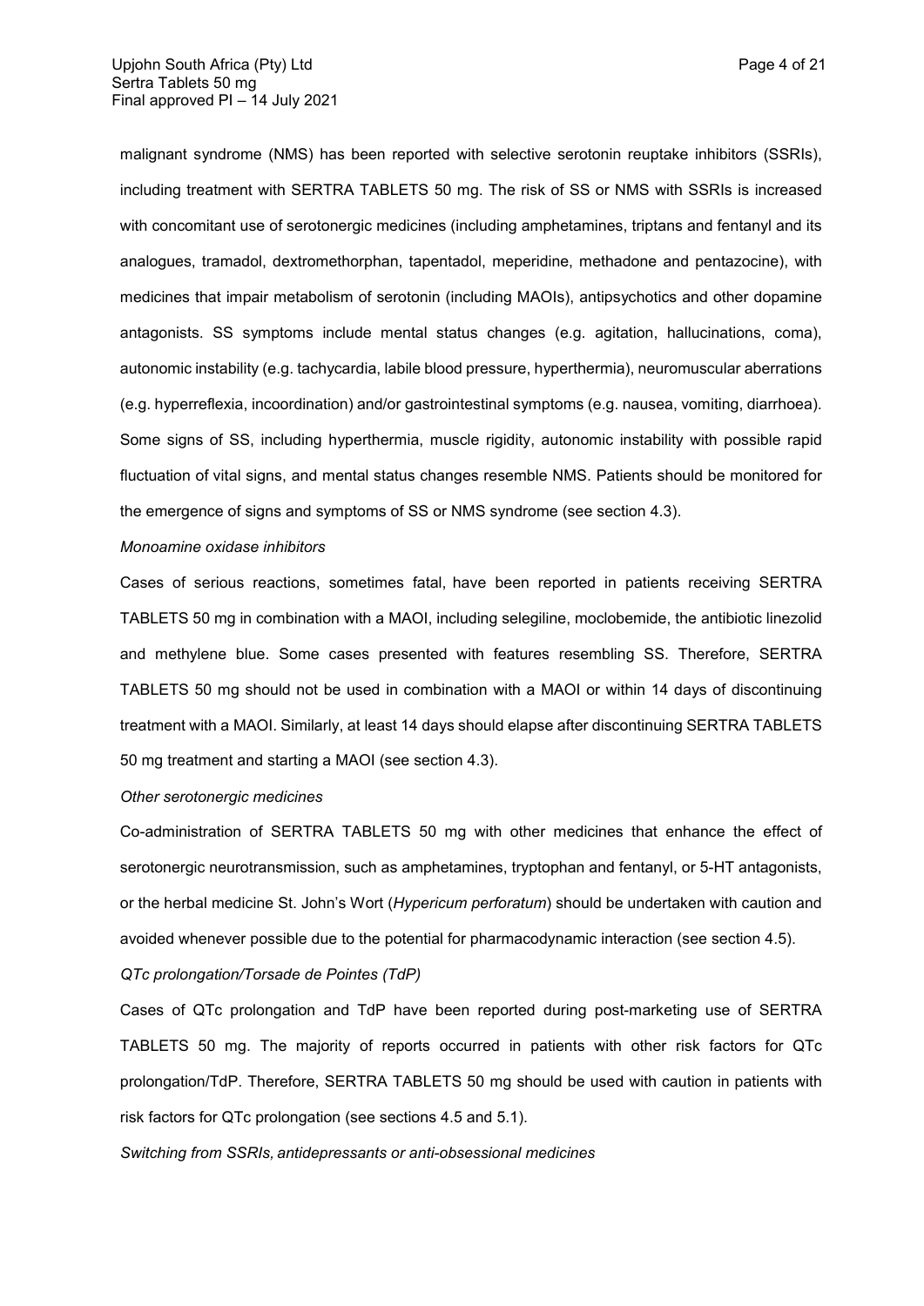malignant syndrome (NMS) has been reported with selective serotonin reuptake inhibitors (SSRIs), including treatment with SERTRA TABLETS 50 mg. The risk of SS or NMS with SSRIs is increased with concomitant use of serotonergic medicines (including amphetamines, triptans and fentanyl and its analogues, tramadol, dextromethorphan, tapentadol, meperidine, methadone and pentazocine), with medicines that impair metabolism of serotonin (including MAOIs), antipsychotics and other dopamine antagonists. SS symptoms include mental status changes (e.g. agitation, hallucinations, coma), autonomic instability (e.g. tachycardia, labile blood pressure, hyperthermia), neuromuscular aberrations (e.g. hyperreflexia, incoordination) and/or gastrointestinal symptoms (e.g. nausea, vomiting, diarrhoea). Some signs of SS, including hyperthermia, muscle rigidity, autonomic instability with possible rapid fluctuation of vital signs, and mental status changes resemble NMS. Patients should be monitored for the emergence of signs and symptoms of SS or NMS syndrome (see section 4.3).

*Monoamine oxidase inhibitors*

Cases of serious reactions, sometimes fatal, have been reported in patients receiving SERTRA TABLETS 50 mg in combination with a MAOI, including selegiline, moclobemide, the antibiotic linezolid and methylene blue. Some cases presented with features resembling SS. Therefore, SERTRA TABLETS 50 mg should not be used in combination with a MAOI or within 14 days of discontinuing treatment with a MAOI. Similarly, at least 14 days should elapse after discontinuing SERTRA TABLETS 50 mg treatment and starting a MAOI (see section 4.3).

*Other serotonergic medicines*

Co-administration of SERTRA TABLETS 50 mg with other medicines that enhance the effect of serotonergic neurotransmission, such as amphetamines, tryptophan and fentanyl, or 5-HT antagonists, or the herbal medicine St. John's Wort (*Hypericum perforatum*) should be undertaken with caution and avoided whenever possible due to the potential for pharmacodynamic interaction (see section 4.5).

*QTc prolongation/Torsade de Pointes (TdP)*

Cases of QTc prolongation and TdP have been reported during post-marketing use of SERTRA TABLETS 50 mg. The majority of reports occurred in patients with other risk factors for QTc prolongation/TdP. Therefore, SERTRA TABLETS 50 mg should be used with caution in patients with risk factors for QTc prolongation (see sections 4.5 and 5.1).

*Switching from SSRIs, antidepressants or anti-obsessional medicines*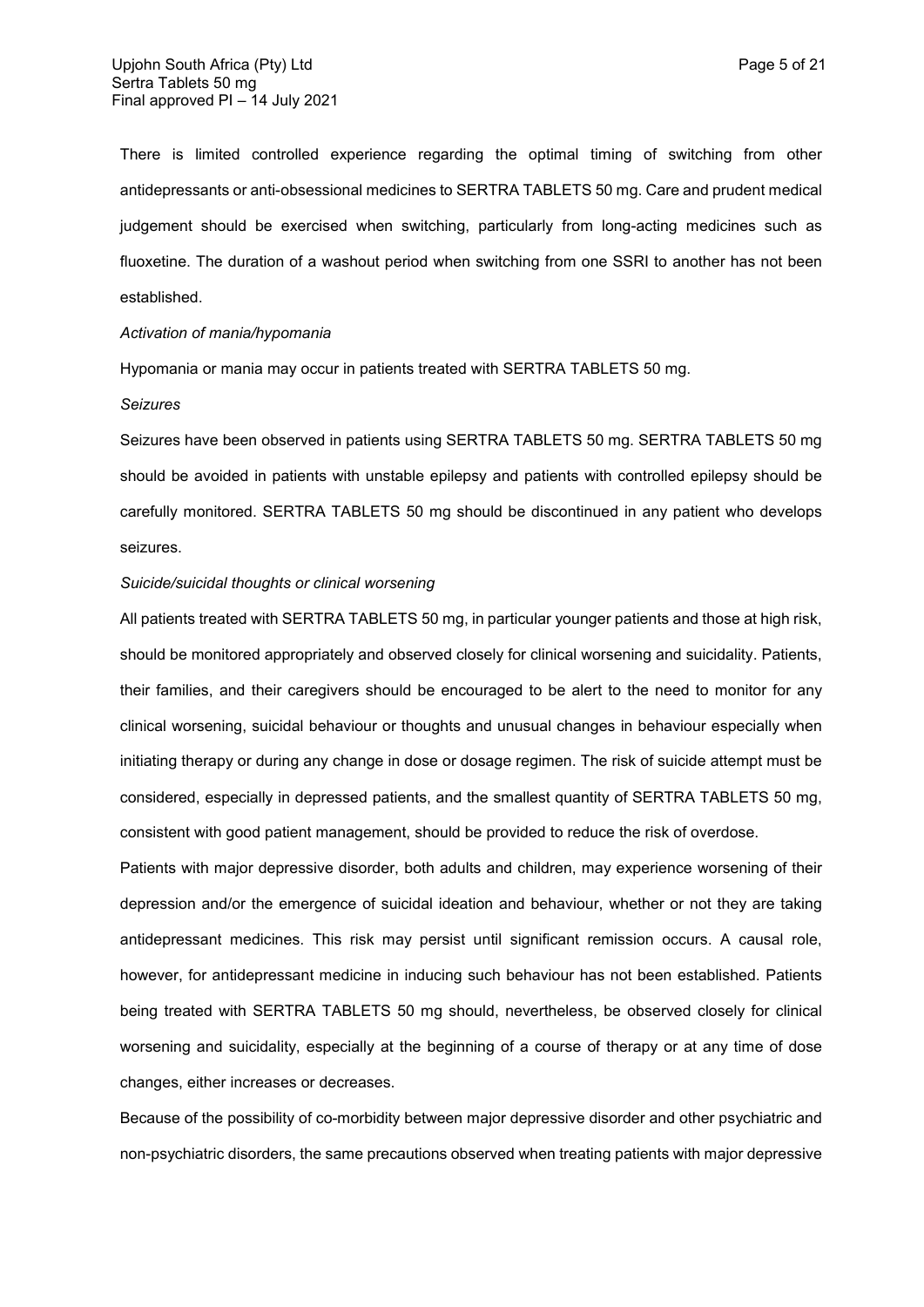There is limited controlled experience regarding the optimal timing of switching from other antidepressants or anti-obsessional medicines to SERTRA TABLETS 50 mg. Care and prudent medical judgement should be exercised when switching, particularly from long-acting medicines such as fluoxetine. The duration of a washout period when switching from one SSRI to another has not been established.

*Activation of mania/hypomania*

Hypomania or mania may occur in patients treated with SERTRA TABLETS 50 mg.

*Seizures*

Seizures have been observed in patients using SERTRA TABLETS 50 mg. SERTRA TABLETS 50 mg should be avoided in patients with unstable epilepsy and patients with controlled epilepsy should be carefully monitored. SERTRA TABLETS 50 mg should be discontinued in any patient who develops seizures.

*Suicide/suicidal thoughts or clinical worsening*

All patients treated with SERTRA TABLETS 50 mg, in particular younger patients and those at high risk, should be monitored appropriately and observed closely for clinical worsening and suicidality. Patients, their families, and their caregivers should be encouraged to be alert to the need to monitor for any clinical worsening, suicidal behaviour or thoughts and unusual changes in behaviour especially when initiating therapy or during any change in dose or dosage regimen. The risk of suicide attempt must be considered, especially in depressed patients, and the smallest quantity of SERTRA TABLETS 50 mg, consistent with good patient management, should be provided to reduce the risk of overdose.

Patients with major depressive disorder, both adults and children, may experience worsening of their depression and/or the emergence of suicidal ideation and behaviour, whether or not they are taking antidepressant medicines. This risk may persist until significant remission occurs. A causal role, however, for antidepressant medicine in inducing such behaviour has not been established. Patients being treated with SERTRA TABLETS 50 mg should, nevertheless, be observed closely for clinical worsening and suicidality, especially at the beginning of a course of therapy or at any time of dose changes, either increases or decreases.

Because of the possibility of co-morbidity between major depressive disorder and other psychiatric and non-psychiatric disorders, the same precautions observed when treating patients with major depressive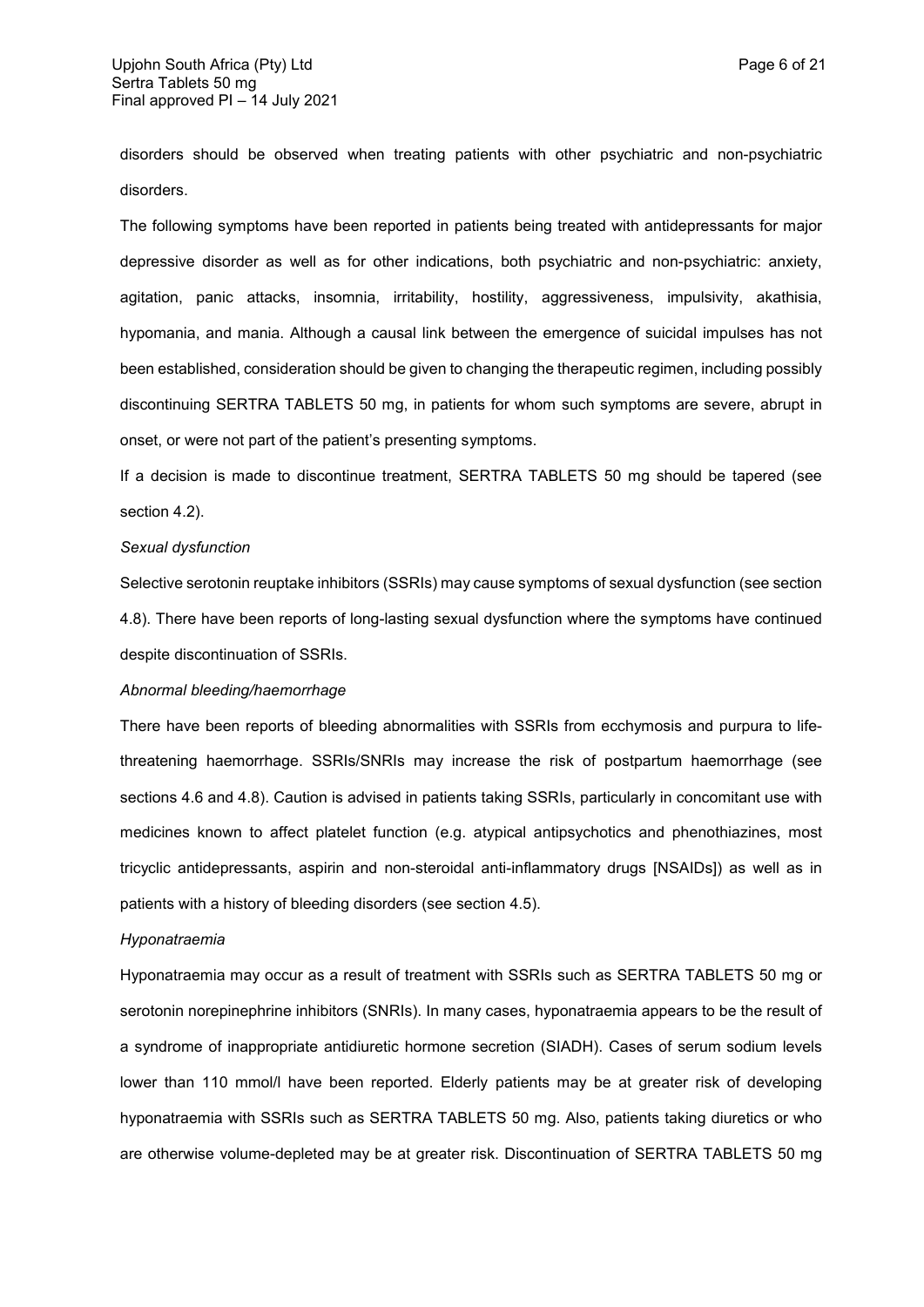disorders should be observed when treating patients with other psychiatric and non-psychiatric disorders.

The following symptoms have been reported in patients being treated with antidepressants for major depressive disorder as well as for other indications, both psychiatric and non-psychiatric: anxiety, agitation, panic attacks, insomnia, irritability, hostility, aggressiveness, impulsivity, akathisia, hypomania, and mania. Although a causal link between the emergence of suicidal impulses has not been established, consideration should be given to changing the therapeutic regimen, including possibly discontinuing SERTRA TABLETS 50 mg, in patients for whom such symptoms are severe, abrupt in onset, or were not part of the patient's presenting symptoms.

If a decision is made to discontinue treatment, SERTRA TABLETS 50 mg should be tapered (see section 4.2).

*Sexual dysfunction*

Selective serotonin reuptake inhibitors (SSRIs) may cause symptoms of sexual dysfunction (see section 4.8). There have been reports of long-lasting sexual dysfunction where the symptoms have continued despite discontinuation of SSRIs.

*Abnormal bleeding/haemorrhage*

There have been reports of bleeding abnormalities with SSRIs from ecchymosis and purpura to life-threatening haemorrhage. SSRIs/SNRIs may increase the risk of postpartum haemorrhage (see sections 4.6 and 4.8). Caution is advised in patients taking SSRIs, particularly in concomitant use with medicines known to affect platelet function (e.g. atypical antipsychotics and phenothiazines, most tricyclic antidepressants, aspirin and non-steroidal anti-inflammatory drugs [NSAIDs]) as well as in patients with a history of bleeding disorders (see section 4.5).

*Hyponatraemia*

Hyponatraemia may occur as a result of treatment with SSRIs such as SERTRA TABLETS 50 mg or serotonin norepinephrine inhibitors (SNRIs). In many cases, hyponatraemia appears to be the result of a syndrome of inappropriate antidiuretic hormone secretion (SIADH). Cases of serum sodium levels lower than 110 mmol/l have been reported. Elderly patients may be at greater risk of developing hyponatraemia with SSRIs such as SERTRA TABLETS 50 mg. Also, patients taking diuretics or who are otherwise volume-depleted may be at greater risk. Discontinuation of SERTRA TABLETS 50 mg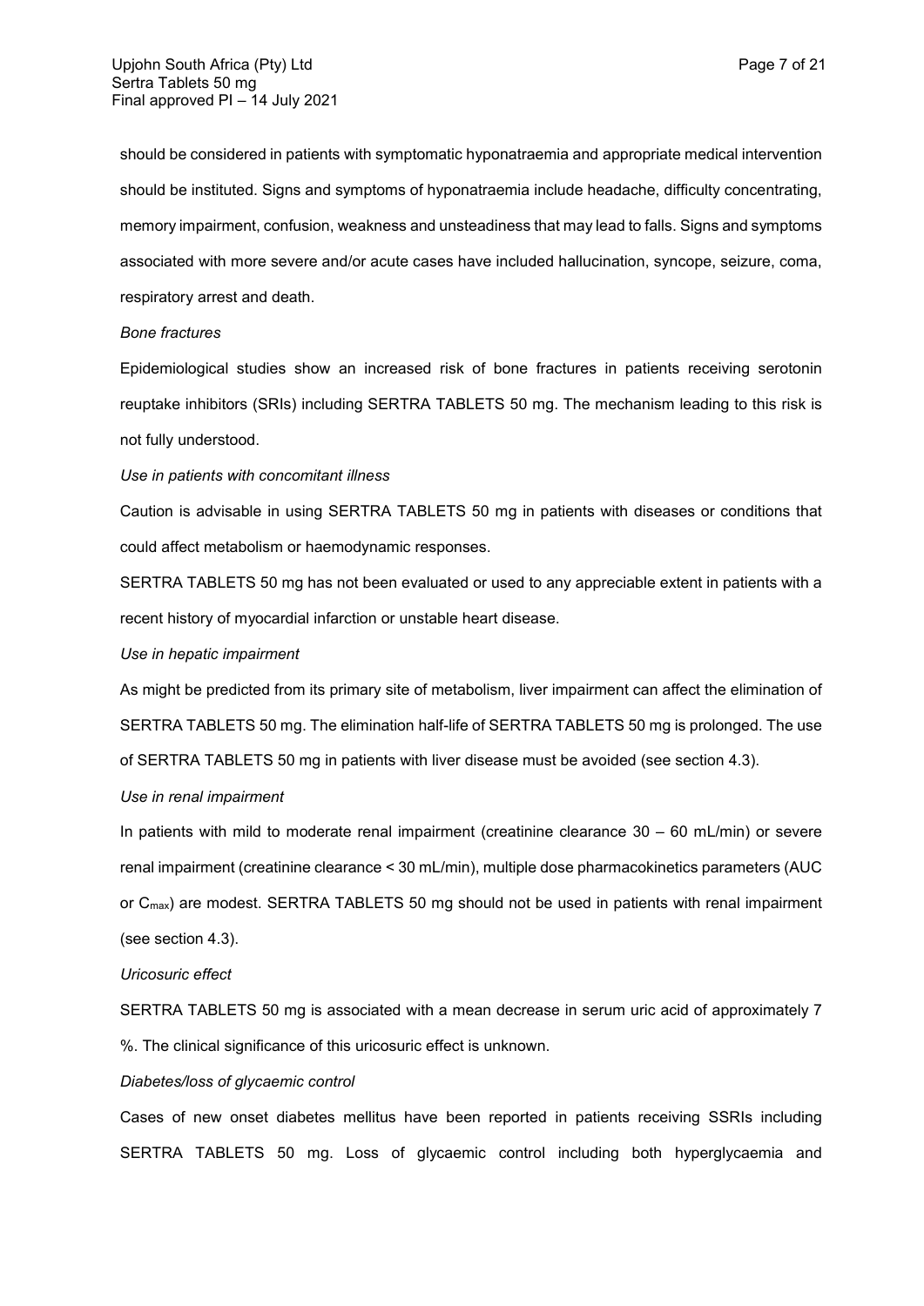should be considered in patients with symptomatic hyponatraemia and appropriate medical intervention should be instituted. Signs and symptoms of hyponatraemia include headache, difficulty concentrating, memory impairment, confusion, weakness and unsteadiness that may lead to falls. Signs and symptoms associated with more severe and/or acute cases have included hallucination, syncope, seizure, coma, respiratory arrest and death.

*Bone fractures*

Epidemiological studies show an increased risk of bone fractures in patients receiving serotonin reuptake inhibitors (SRIs) including SERTRA TABLETS 50 mg. The mechanism leading to this risk is not fully understood.

*Use in patients with concomitant illness*

Caution is advisable in using SERTRA TABLETS 50 mg in patients with diseases or conditions that could affect metabolism or haemodynamic responses.

SERTRA TABLETS 50 mg has not been evaluated or used to any appreciable extent in patients with a recent history of myocardial infarction or unstable heart disease.

*Use in hepatic impairment*

As might be predicted from its primary site of metabolism, liver impairment can affect the elimination of SERTRA TABLETS 50 mg. The elimination half-life of SERTRA TABLETS 50 mg is prolonged. The use of SERTRA TABLETS 50 mg in patients with liver disease must be avoided (see section 4.3).

*Use in renal impairment*

In patients with mild to moderate renal impairment (creatinine clearance 30 – 60 mL/min) or severe renal impairment (creatinine clearance < 30 mL/min), multiple dose pharmacokinetics parameters (AUC or $C_{max}$) are modest. SERTRA TABLETS 50 mg should not be used in patients with renal impairment (see section 4.3).

*Uricosuric effect*

SERTRA TABLETS 50 mg is associated with a mean decrease in serum uric acid of approximately 7 %. The clinical significance of this uricosuric effect is unknown.

*Diabetes/loss of glycaemic control*

Cases of new onset diabetes mellitus have been reported in patients receiving SSRIs including SERTRA TABLETS 50 mg. Loss of glycaemic control including both hyperglycaemia and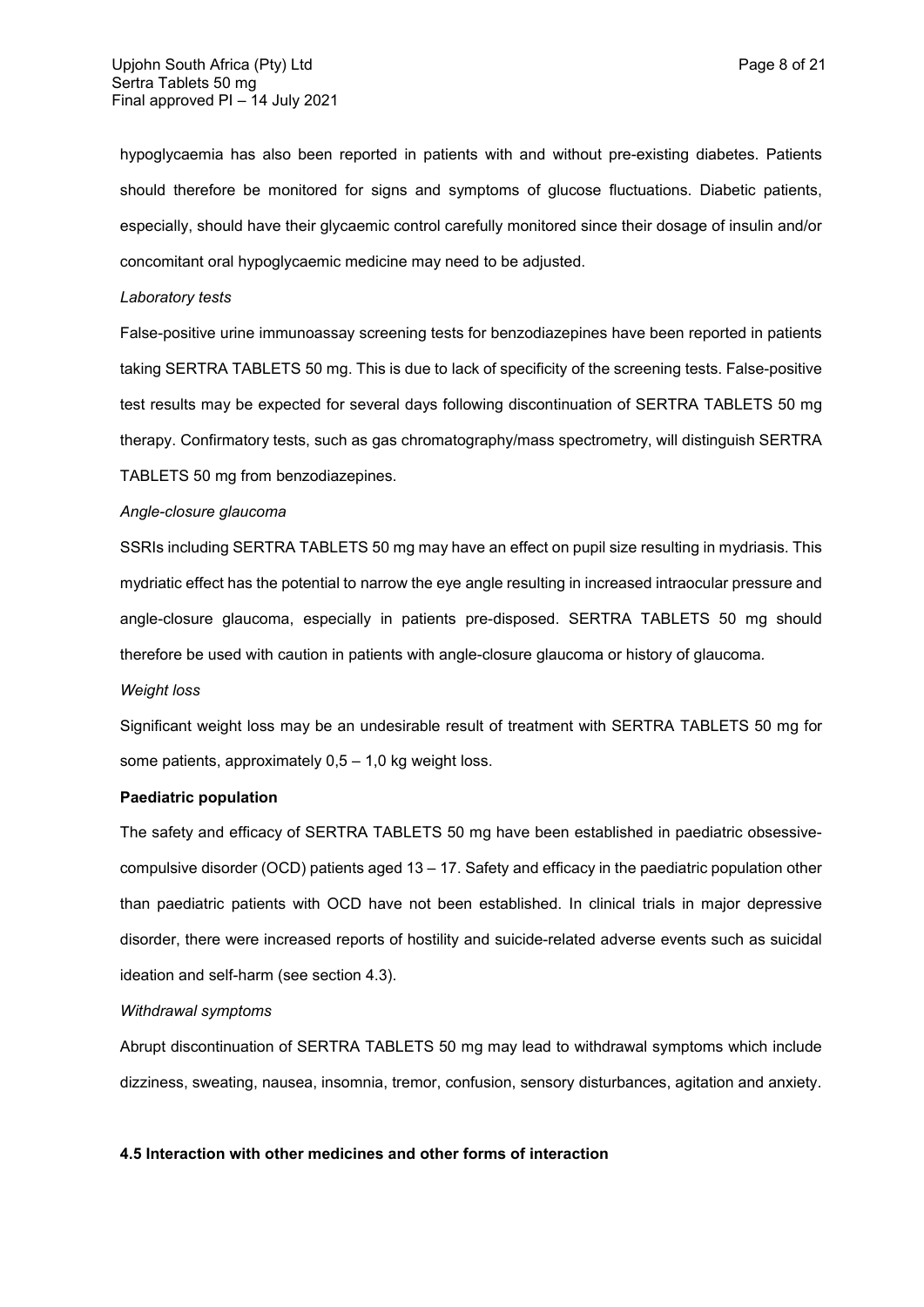hypoglycaemia has also been reported in patients with and without pre-existing diabetes. Patients should therefore be monitored for signs and symptoms of glucose fluctuations. Diabetic patients, especially, should have their glycaemic control carefully monitored since their dosage of insulin and/or concomitant oral hypoglycaemic medicine may need to be adjusted.

*Laboratory tests*

False-positive urine immunoassay screening tests for benzodiazepines have been reported in patients taking SERTRA TABLETS 50 mg. This is due to lack of specificity of the screening tests. False-positive test results may be expected for several days following discontinuation of SERTRA TABLETS 50 mg therapy. Confirmatory tests, such as gas chromatography/mass spectrometry, will distinguish SERTRA TABLETS 50 mg from benzodiazepines.

*Angle-closure glaucoma*

SSRIs including SERTRA TABLETS 50 mg may have an effect on pupil size resulting in mydriasis. This mydriatic effect has the potential to narrow the eye angle resulting in increased intraocular pressure and angle-closure glaucoma, especially in patients pre-disposed. SERTRA TABLETS 50 mg should therefore be used with caution in patients with angle-closure glaucoma or history of glaucoma.

*Weight loss*

Significant weight loss may be an undesirable result of treatment with SERTRA TABLETS 50 mg for some patients, approximately 0,5 – 1,0 kg weight loss.

**Paediatric population**

The safety and efficacy of SERTRA TABLETS 50 mg have been established in paediatric obsessive-compulsive disorder (OCD) patients aged 13 – 17. Safety and efficacy in the paediatric population other than paediatric patients with OCD have not been established. In clinical trials in major depressive disorder, there were increased reports of hostility and suicide-related adverse events such as suicidal ideation and self-harm (see section 4.3).

*Withdrawal symptoms*

Abrupt discontinuation of SERTRA TABLETS 50 mg may lead to withdrawal symptoms which include dizziness, sweating, nausea, insomnia, tremor, confusion, sensory disturbances, agitation and anxiety.

**4.5 Interaction with other medicines and other forms of interaction**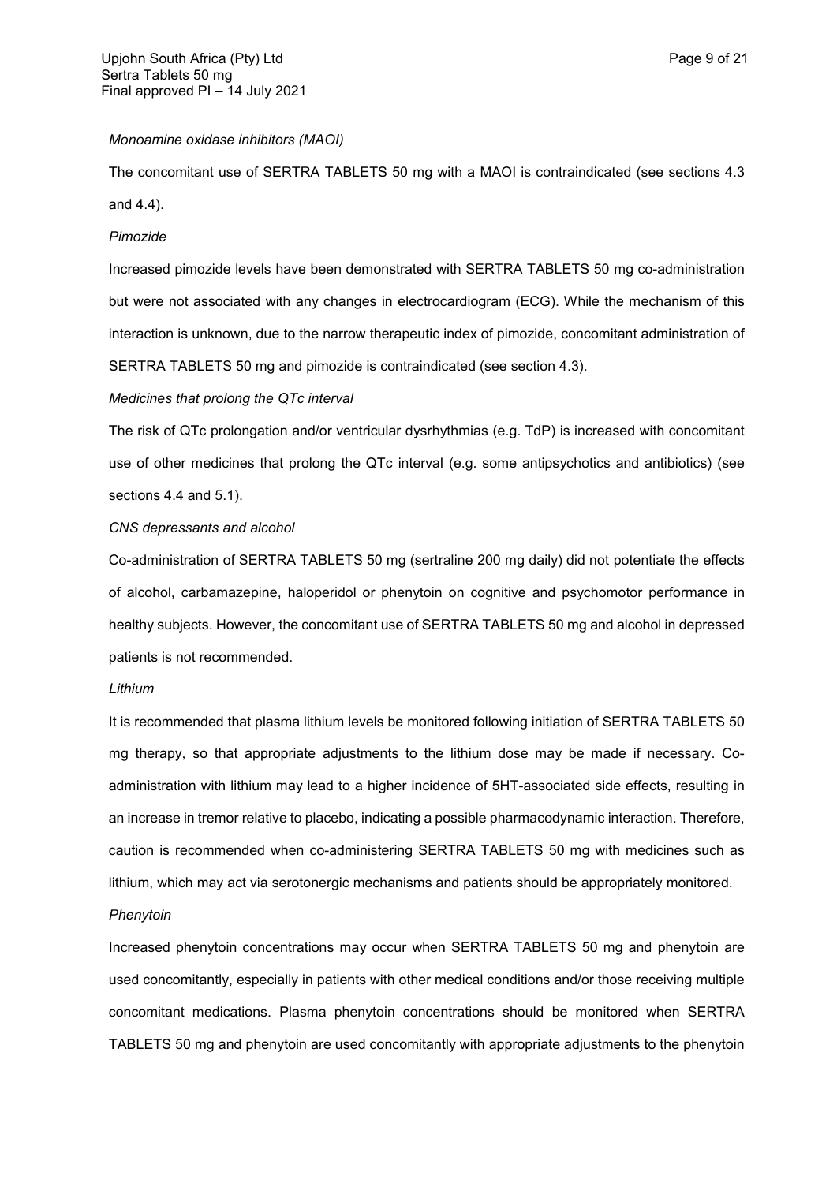*Monoamine oxidase inhibitors (MAOI)*

The concomitant use of SERTRA TABLETS 50 mg with a MAOI is contraindicated (see sections 4.3 and 4.4).

*Pimozide*

Increased pimozide levels have been demonstrated with SERTRA TABLETS 50 mg co-administration but were not associated with any changes in electrocardiogram (ECG). While the mechanism of this interaction is unknown, due to the narrow therapeutic index of pimozide, concomitant administration of SERTRA TABLETS 50 mg and pimozide is contraindicated (see section 4.3).

*Medicines that prolong the QTc interval*

The risk of QTc prolongation and/or ventricular dysrhythmias (e.g. TdP) is increased with concomitant use of other medicines that prolong the QTc interval (e.g. some antipsychotics and antibiotics) (see sections 4.4 and 5.1).

*CNS depressants and alcohol*

Co-administration of SERTRA TABLETS 50 mg (sertraline 200 mg daily) did not potentiate the effects of alcohol, carbamazepine, haloperidol or phenytoin on cognitive and psychomotor performance in healthy subjects. However, the concomitant use of SERTRA TABLETS 50 mg and alcohol in depressed patients is not recommended.

*Lithium*

It is recommended that plasma lithium levels be monitored following initiation of SERTRA TABLETS 50 mg therapy, so that appropriate adjustments to the lithium dose may be made if necessary. Co-administration with lithium may lead to a higher incidence of 5HT-associated side effects, resulting in an increase in tremor relative to placebo, indicating a possible pharmacodynamic interaction. Therefore, caution is recommended when co-administering SERTRA TABLETS 50 mg with medicines such as lithium, which may act via serotonergic mechanisms and patients should be appropriately monitored.

*Phenytoin*

Increased phenytoin concentrations may occur when SERTRA TABLETS 50 mg and phenytoin are used concomitantly, especially in patients with other medical conditions and/or those receiving multiple concomitant medications. Plasma phenytoin concentrations should be monitored when SERTRA TABLETS 50 mg and phenytoin are used concomitantly with appropriate adjustments to the phenytoin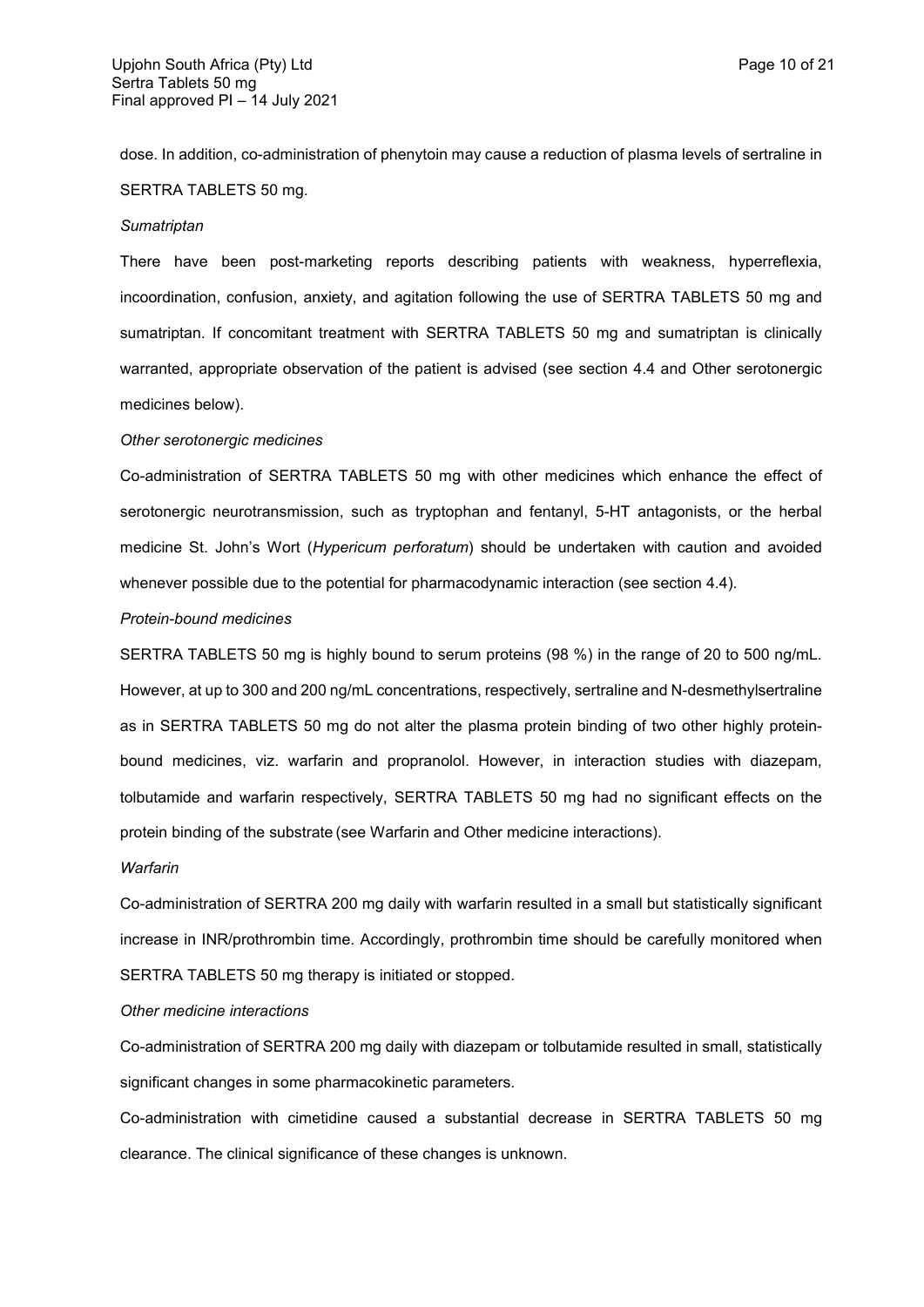dose. In addition, co-administration of phenytoin may cause a reduction of plasma levels of sertraline in SERTRA TABLETS 50 mg.

*Sumatriptan*

There have been post-marketing reports describing patients with weakness, hyperreflexia, incoordination, confusion, anxiety, and agitation following the use of SERTRA TABLETS 50 mg and sumatriptan. If concomitant treatment with SERTRA TABLETS 50 mg and sumatriptan is clinically warranted, appropriate observation of the patient is advised (see section 4.4 and Other serotonergic medicines below).

*Other serotonergic medicines*

Co-administration of SERTRA TABLETS 50 mg with other medicines which enhance the effect of serotonergic neurotransmission, such as tryptophan and fentanyl, 5-HT antagonists, or the herbal medicine St. John's Wort (*Hypericum perforatum*) should be undertaken with caution and avoided whenever possible due to the potential for pharmacodynamic interaction (see section 4.4).

*Protein-bound medicines*

SERTRA TABLETS 50 mg is highly bound to serum proteins (98 %) in the range of 20 to 500 ng/mL. However, at up to 300 and 200 ng/mL concentrations, respectively, sertraline and N-desmethylsertraline as in SERTRA TABLETS 50 mg do not alter the plasma protein binding of two other highly protein-bound medicines, viz. warfarin and propranolol. However, in interaction studies with diazepam, tolbutamide and warfarin respectively, SERTRA TABLETS 50 mg had no significant effects on the protein binding of the substrate (see Warfarin and Other medicine interactions).

*Warfarin*

Co-administration of SERTRA 200 mg daily with warfarin resulted in a small but statistically significant increase in INR/prothrombin time. Accordingly, prothrombin time should be carefully monitored when SERTRA TABLETS 50 mg therapy is initiated or stopped.

*Other medicine interactions*

Co-administration of SERTRA 200 mg daily with diazepam or tolbutamide resulted in small, statistically significant changes in some pharmacokinetic parameters.

Co-administration with cimetidine caused a substantial decrease in SERTRA TABLETS 50 mg clearance. The clinical significance of these changes is unknown.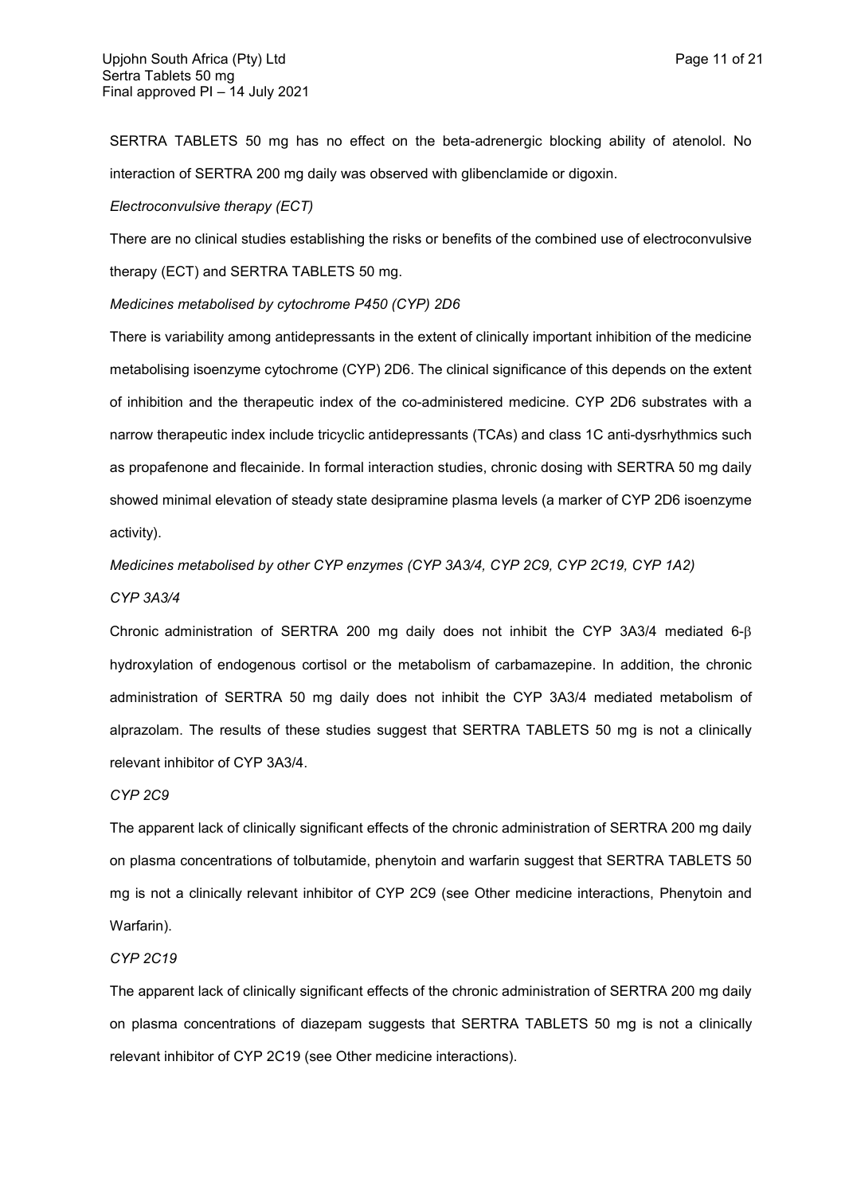SERTRA TABLETS 50 mg has no effect on the beta-adrenergic blocking ability of atenolol. No interaction of SERTRA 200 mg daily was observed with glibenclamide or digoxin.

*Electroconvulsive therapy (ECT)*

There are no clinical studies establishing the risks or benefits of the combined use of electroconvulsive therapy (ECT) and SERTRA TABLETS 50 mg.

*Medicines metabolised by cytochrome P450 (CYP) 2D6*

There is variability among antidepressants in the extent of clinically important inhibition of the medicine metabolising isoenzyme cytochrome (CYP) 2D6. The clinical significance of this depends on the extent of inhibition and the therapeutic index of the co-administered medicine. CYP 2D6 substrates with a narrow therapeutic index include tricyclic antidepressants (TCAs) and class 1C anti-dysrhythmics such as propafenone and flecainide. In formal interaction studies, chronic dosing with SERTRA 50 mg daily showed minimal elevation of steady state desipramine plasma levels (a marker of CYP 2D6 isoenzyme activity).

*Medicines metabolised by other CYP enzymes (CYP 3A3/4, CYP 2C9, CYP 2C19, CYP 1A2)*

*CYP 3A3/4*

Chronic administration of SERTRA 200 mg daily does not inhibit the CYP 3A3/4 mediated 6-β hydroxylation of endogenous cortisol or the metabolism of carbamazepine. In addition, the chronic administration of SERTRA 50 mg daily does not inhibit the CYP 3A3/4 mediated metabolism of alprazolam. The results of these studies suggest that SERTRA TABLETS 50 mg is not a clinically relevant inhibitor of CYP 3A3/4.

*CYP 2C9*

The apparent lack of clinically significant effects of the chronic administration of SERTRA 200 mg daily on plasma concentrations of tolbutamide, phenytoin and warfarin suggest that SERTRA TABLETS 50 mg is not a clinically relevant inhibitor of CYP 2C9 (see Other medicine interactions, Phenytoin and Warfarin).

*CYP 2C19*

The apparent lack of clinically significant effects of the chronic administration of SERTRA 200 mg daily on plasma concentrations of diazepam suggests that SERTRA TABLETS 50 mg is not a clinically relevant inhibitor of CYP 2C19 (see Other medicine interactions).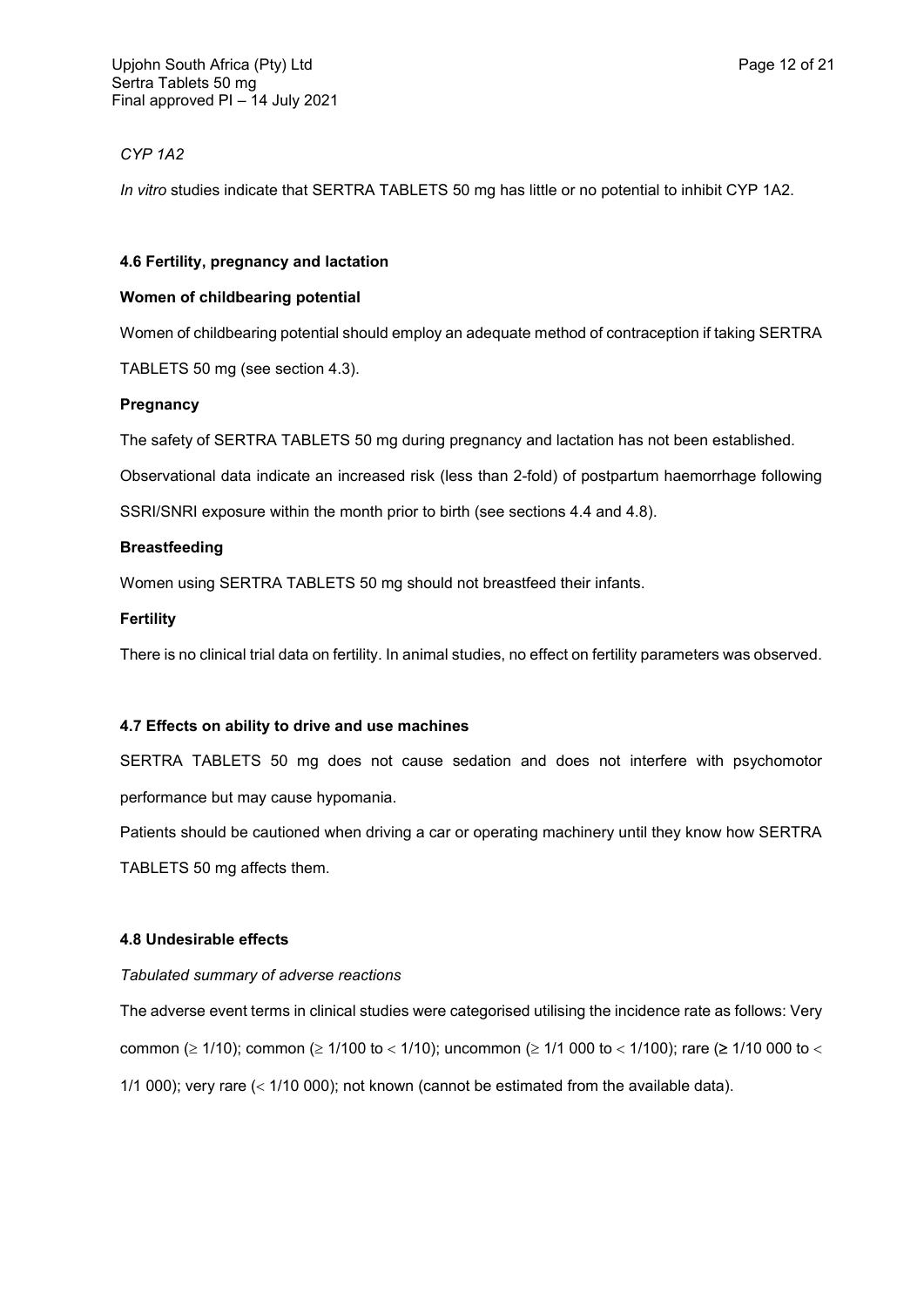*CYP 1A2*

*In vitro* studies indicate that SERTRA TABLETS 50 mg has little or no potential to inhibit CYP 1A2.

### 4.6 Fertility, pregnancy and lactation

**Women of childbearing potential**

Women of childbearing potential should employ an adequate method of contraception if taking SERTRA TABLETS 50 mg (see section 4.3).

**Pregnancy**

The safety of SERTRA TABLETS 50 mg during pregnancy and lactation has not been established.

Observational data indicate an increased risk (less than 2-fold) of postpartum haemorrhage following SSRI/SNRI exposure within the month prior to birth (see sections 4.4 and 4.8).

**Breastfeeding**

Women using SERTRA TABLETS 50 mg should not breastfeed their infants.

**Fertility**

There is no clinical trial data on fertility. In animal studies, no effect on fertility parameters was observed.

### 4.7 Effects on ability to drive and use machines

SERTRA TABLETS 50 mg does not cause sedation and does not interfere with psychomotor performance but may cause hypomania.

Patients should be cautioned when driving a car or operating machinery until they know how SERTRA TABLETS 50 mg affects them.

### 4.8 Undesirable effects

*Tabulated summary of adverse reactions*

The adverse event terms in clinical studies were categorised utilising the incidence rate as follows: Very common ($\geq$ 1/10); common ($\geq$ 1/100 to $<$ 1/10); uncommon ($\geq$ 1/1 000 to $<$ 1/100); rare ($\geq$ 1/10 000 to $<$ 1/1 000); very rare ($<$ 1/10 000); not known (cannot be estimated from the available data).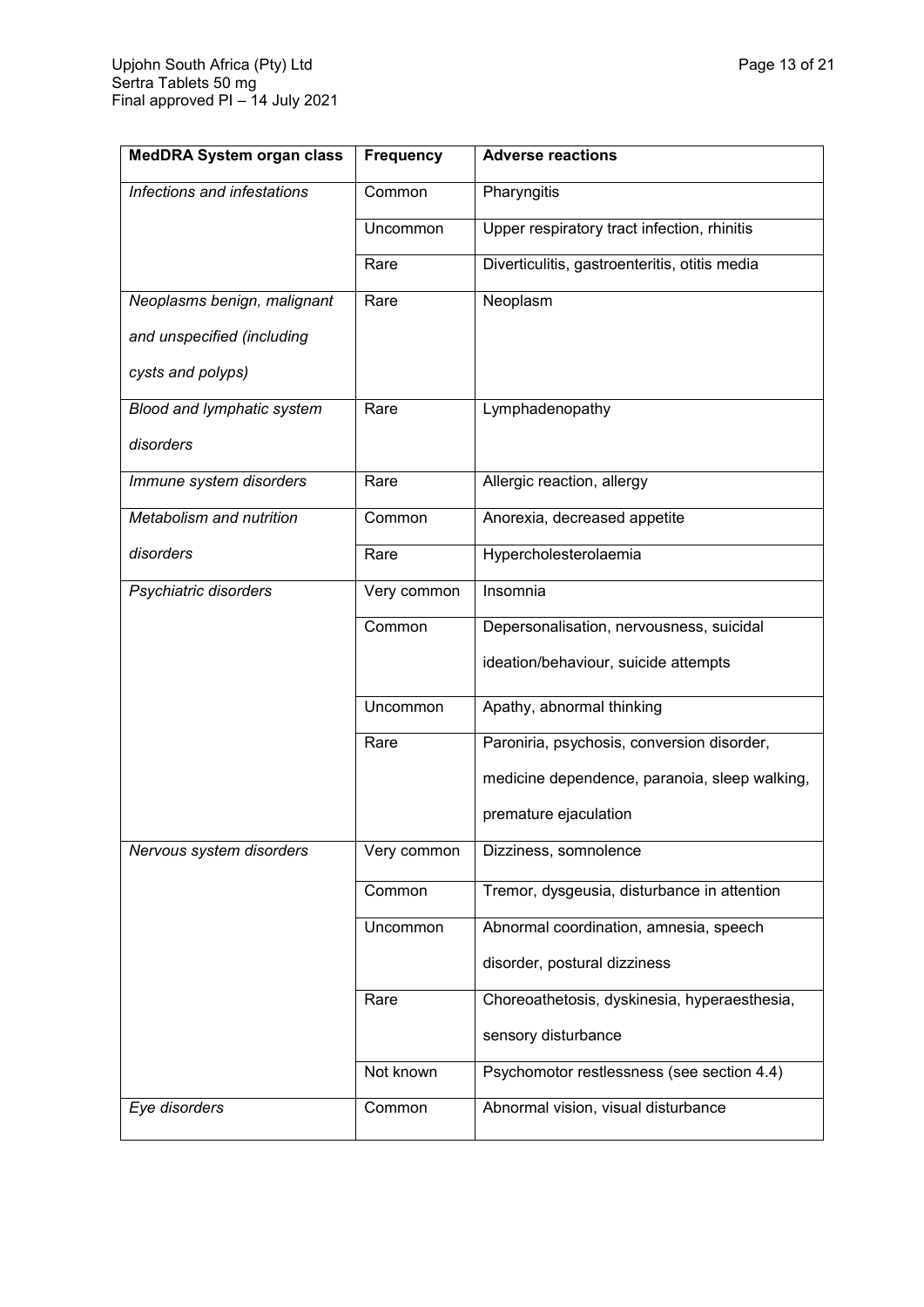| MedDRA System organ class | Frequency | Adverse reactions |
|---|---|---|
| *Infections and infestations* | Common | Pharyngitis |
| | Uncommon | Upper respiratory tract infection, rhinitis |
| | Rare | Diverticulitis, gastroenteritis, otitis media |
| *Neoplasms benign, malignant and unspecified (including cysts and polyps)* | Rare | Neoplasm |
| *Blood and lymphatic system disorders* | Rare | Lymphadenopathy |
| *Immune system disorders* | Rare | Allergic reaction, allergy |
| *Metabolism and nutrition disorders* | Common | Anorexia, decreased appetite |
| | Rare | Hypercholesterolaemia |
| *Psychiatric disorders* | Very common | Insomnia |
| | Common | Depersonalisation, nervousness, suicidal ideation/behaviour, suicide attempts |
| | Uncommon | Apathy, abnormal thinking |
| | Rare | Paroniria, psychosis, conversion disorder, medicine dependence, paranoia, sleep walking, premature ejaculation |
| *Nervous system disorders* | Very common | Dizziness, somnolence |
| | Common | Tremor, dysgeusia, disturbance in attention |
| | Uncommon | Abnormal coordination, amnesia, speech disorder, postural dizziness |
| | Rare | Choreoathetosis, dyskinesia, hyperaesthesia, sensory disturbance |
| | Not known | Psychomotor restlessness (see section 4.4) |
| *Eye disorders* | Common | Abnormal vision, visual disturbance |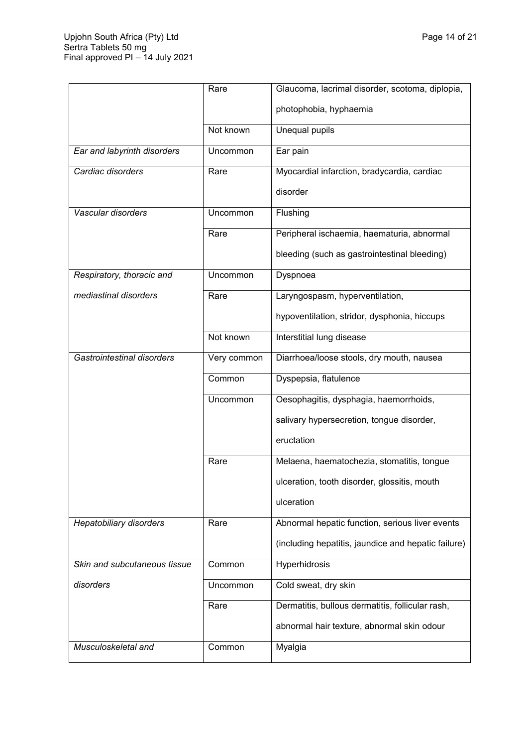| | | |
|---|---|---|
| | Rare | Glaucoma, lacrimal disorder, scotoma, diplopia, photophobia, hyphaemia |
| | Not known | Unequal pupils |
| *Ear and labyrinth disorders* | Uncommon | Ear pain |
| *Cardiac disorders* | Rare | Myocardial infarction, bradycardia, cardiac disorder |
| *Vascular disorders* | Uncommon | Flushing |
| | Rare | Peripheral ischaemia, haematuria, abnormal bleeding (such as gastrointestinal bleeding) |
| *Respiratory, thoracic and mediastinal disorders* | Uncommon | Dyspnoea |
| | Rare | Laryngospasm, hyperventilation, hypoventilation, stridor, dysphonia, hiccups |
| | Not known | Interstitial lung disease |
| *Gastrointestinal disorders* | Very common | Diarrhoea/loose stools, dry mouth, nausea |
| | Common | Dyspepsia, flatulence |
| | Uncommon | Oesophagitis, dysphagia, haemorrhoids, salivary hypersecretion, tongue disorder, eructation |
| | Rare | Melaena, haematochezia, stomatitis, tongue ulceration, tooth disorder, glossitis, mouth ulceration |
| *Hepatobiliary disorders* | Rare | Abnormal hepatic function, serious liver events (including hepatitis, jaundice and hepatic failure) |
| *Skin and subcutaneous tissue disorders* | Common | Hyperhidrosis |
| | Uncommon | Cold sweat, dry skin |
| | Rare | Dermatitis, bullous dermatitis, follicular rash, abnormal hair texture, abnormal skin odour |
| *Musculoskeletal and* | Common | Myalgia |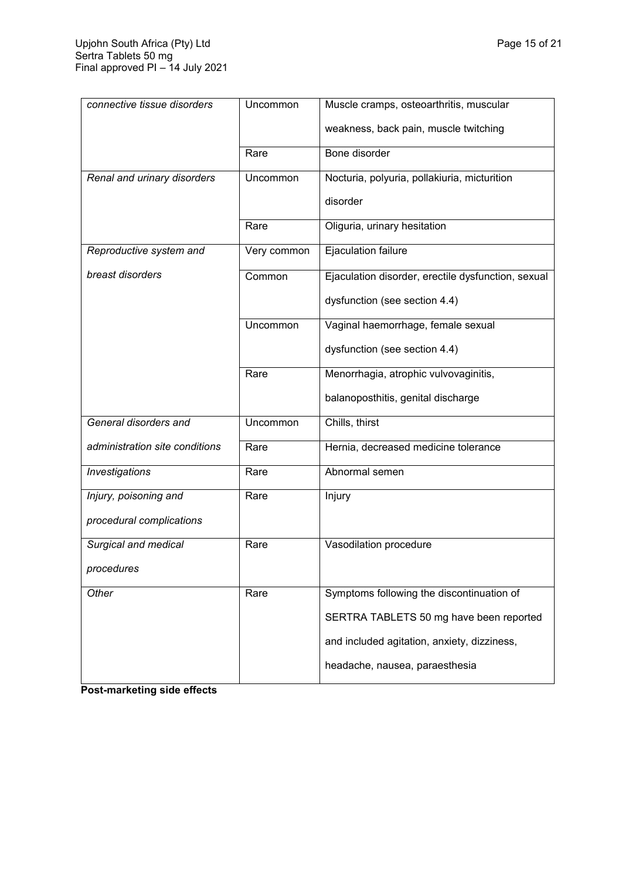| *connective tissue disorders* | Uncommon | Muscle cramps, osteoarthritis, muscular weakness, back pain, muscle twitching |
|---|---|---|
| | Rare | Bone disorder |
| *Renal and urinary disorders* | Uncommon | Nocturia, polyuria, pollakiuria, micturition disorder |
| | Rare | Oliguria, urinary hesitation |
| *Reproductive system and breast disorders* | Very common | Ejaculation failure |
| | Common | Ejaculation disorder, erectile dysfunction, sexual dysfunction (see section 4.4) |
| | Uncommon | Vaginal haemorrhage, female sexual dysfunction (see section 4.4) |
| | Rare | Menorrhagia, atrophic vulvovaginitis, balanoposthitis, genital discharge |
| *General disorders and administration site conditions* | Uncommon | Chills, thirst |
| | Rare | Hernia, decreased medicine tolerance |
| *Investigations* | Rare | Abnormal semen |
| *Injury, poisoning and procedural complications* | Rare | Injury |
| *Surgical and medical procedures* | Rare | Vasodilation procedure |
| *Other* | Rare | Symptoms following the discontinuation of SERTRA TABLETS 50 mg have been reported and included agitation, anxiety, dizziness, headache, nausea, paraesthesia |

**Post-marketing side effects**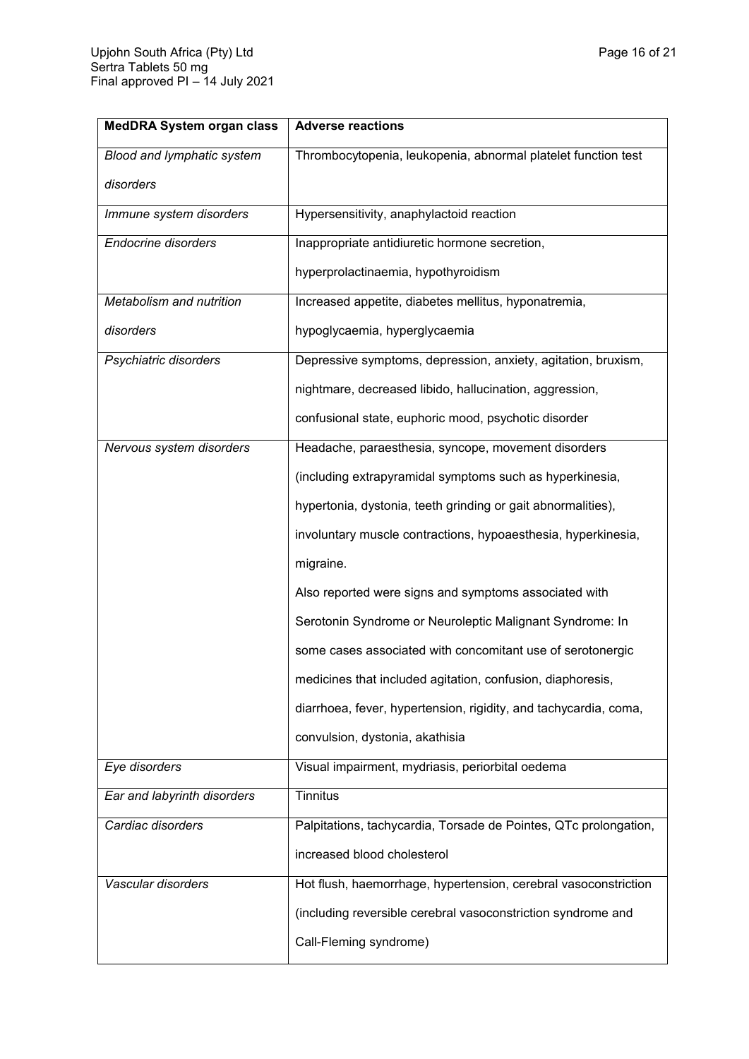| MedDRA System organ class | Adverse reactions |
|---|---|
| *Blood and lymphatic system disorders* | Thrombocytopenia, leukopenia, abnormal platelet function test |
| *Immune system disorders* | Hypersensitivity, anaphylactoid reaction |
| *Endocrine disorders* | Inappropriate antidiuretic hormone secretion, hyperprolactinaemia, hypothyroidism |
| *Metabolism and nutrition disorders* | Increased appetite, diabetes mellitus, hyponatremia, hypoglycaemia, hyperglycaemia |
| *Psychiatric disorders* | Depressive symptoms, depression, anxiety, agitation, bruxism, nightmare, decreased libido, hallucination, aggression, confusional state, euphoric mood, psychotic disorder |
| *Nervous system disorders* | Headache, paraesthesia, syncope, movement disorders (including extrapyramidal symptoms such as hyperkinesia, hypertonia, dystonia, teeth grinding or gait abnormalities), involuntary muscle contractions, hypoaesthesia, hyperkinesia, migraine.<br>Also reported were signs and symptoms associated with Serotonin Syndrome or Neuroleptic Malignant Syndrome: In some cases associated with concomitant use of serotonergic medicines that included agitation, confusion, diaphoresis, diarrhoea, fever, hypertension, rigidity, and tachycardia, coma, convulsion, dystonia, akathisia |
| *Eye disorders* | Visual impairment, mydriasis, periorbital oedema |
| *Ear and labyrinth disorders* | Tinnitus |
| *Cardiac disorders* | Palpitations, tachycardia, Torsade de Pointes, QTc prolongation, increased blood cholesterol |
| *Vascular disorders* | Hot flush, haemorrhage, hypertension, cerebral vasoconstriction (including reversible cerebral vasoconstriction syndrome and Call-Fleming syndrome) |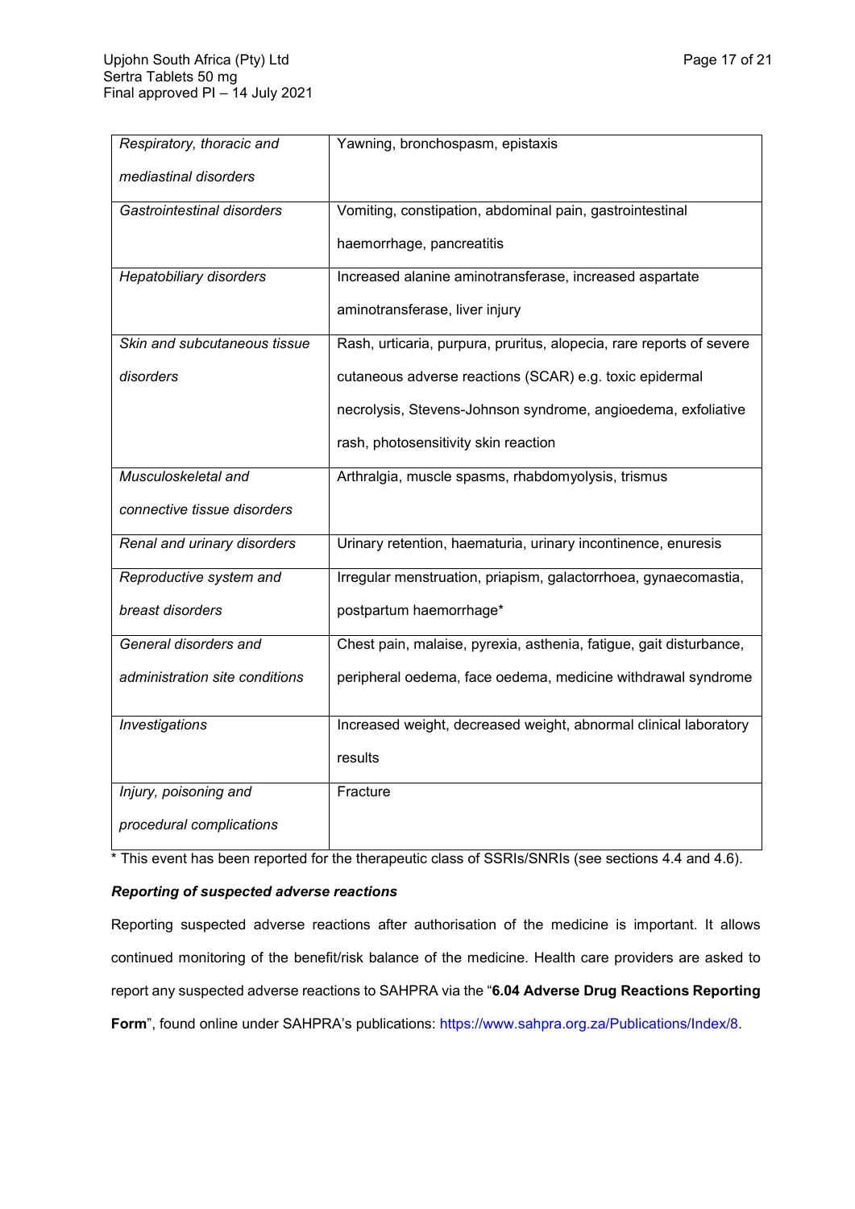| | |
|---|---|
| *Respiratory, thoracic and mediastinal disorders* | Yawning, bronchospasm, epistaxis |
| *Gastrointestinal disorders* | Vomiting, constipation, abdominal pain, gastrointestinal haemorrhage, pancreatitis |
| *Hepatobiliary disorders* | Increased alanine aminotransferase, increased aspartate aminotransferase, liver injury |
| *Skin and subcutaneous tissue disorders* | Rash, urticaria, purpura, pruritus, alopecia, rare reports of severe cutaneous adverse reactions (SCAR) e.g. toxic epidermal necrolysis, Stevens-Johnson syndrome, angioedema, exfoliative rash, photosensitivity skin reaction |
| *Musculoskeletal and connective tissue disorders* | Arthralgia, muscle spasms, rhabdomyolysis, trismus |
| *Renal and urinary disorders* | Urinary retention, haematuria, urinary incontinence, enuresis |
| *Reproductive system and breast disorders* | Irregular menstruation, priapism, galactorrhoea, gynaecomastia, postpartum haemorrhage* |
| *General disorders and administration site conditions* | Chest pain, malaise, pyrexia, asthenia, fatigue, gait disturbance, peripheral oedema, face oedema, medicine withdrawal syndrome |
| *Investigations* | Increased weight, decreased weight, abnormal clinical laboratory results |
| *Injury, poisoning and procedural complications* | Fracture |

* This event has been reported for the therapeutic class of SSRIs/SNRIs (see sections 4.4 and 4.6).

***Reporting of suspected adverse reactions***

Reporting suspected adverse reactions after authorisation of the medicine is important. It allows continued monitoring of the benefit/risk balance of the medicine. Health care providers are asked to report any suspected adverse reactions to SAHPRA via the "**6.04 Adverse Drug Reactions Reporting Form**", found online under SAHPRA's publications: https://www.sahpra.org.za/Publications/Index/8.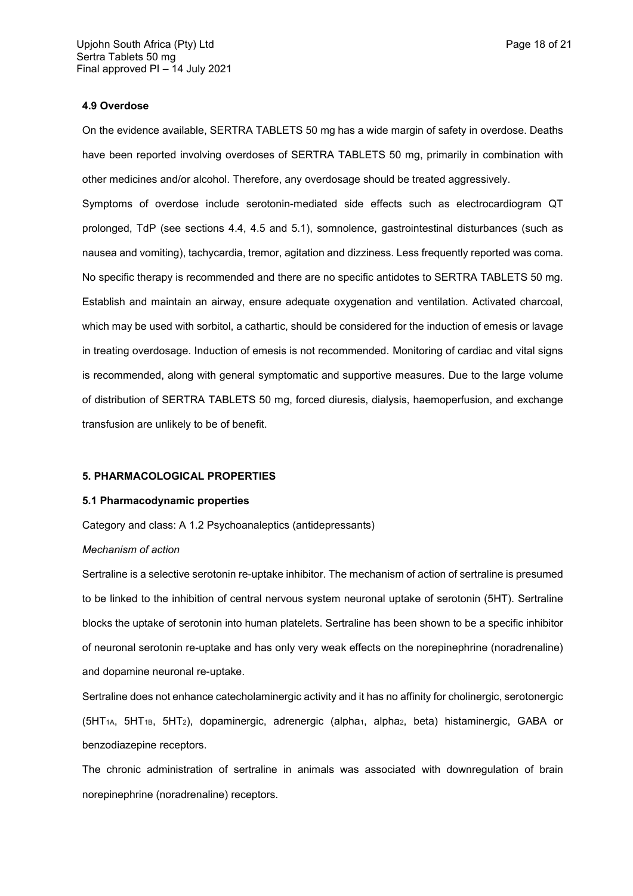#### 4.9 Overdose

On the evidence available, SERTRA TABLETS 50 mg has a wide margin of safety in overdose. Deaths have been reported involving overdoses of SERTRA TABLETS 50 mg, primarily in combination with other medicines and/or alcohol. Therefore, any overdosage should be treated aggressively.

Symptoms of overdose include serotonin-mediated side effects such as electrocardiogram QT prolonged, TdP (see sections 4.4, 4.5 and 5.1), somnolence, gastrointestinal disturbances (such as nausea and vomiting), tachycardia, tremor, agitation and dizziness. Less frequently reported was coma.

No specific therapy is recommended and there are no specific antidotes to SERTRA TABLETS 50 mg. Establish and maintain an airway, ensure adequate oxygenation and ventilation. Activated charcoal, which may be used with sorbitol, a cathartic, should be considered for the induction of emesis or lavage in treating overdosage. Induction of emesis is not recommended. Monitoring of cardiac and vital signs is recommended, along with general symptomatic and supportive measures. Due to the large volume of distribution of SERTRA TABLETS 50 mg, forced diuresis, dialysis, haemoperfusion, and exchange transfusion are unlikely to be of benefit.

## 5. PHARMACOLOGICAL PROPERTIES

### 5.1 Pharmacodynamic properties

Category and class: A 1.2 Psychoanaleptics (antidepressants)

*Mechanism of action*

Sertraline is a selective serotonin re-uptake inhibitor. The mechanism of action of sertraline is presumed to be linked to the inhibition of central nervous system neuronal uptake of serotonin (5HT). Sertraline blocks the uptake of serotonin into human platelets. Sertraline has been shown to be a specific inhibitor of neuronal serotonin re-uptake and has only very weak effects on the norepinephrine (noradrenaline) and dopamine neuronal re-uptake.

Sertraline does not enhance catecholaminergic activity and it has no affinity for cholinergic, serotonergic ($5HT_{1A}$, $5HT_{1B}$, $5HT_2$), dopaminergic, adrenergic (alpha$_1$, alpha$_2$, beta) histaminergic, GABA or benzodiazepine receptors.

The chronic administration of sertraline in animals was associated with downregulation of brain norepinephrine (noradrenaline) receptors.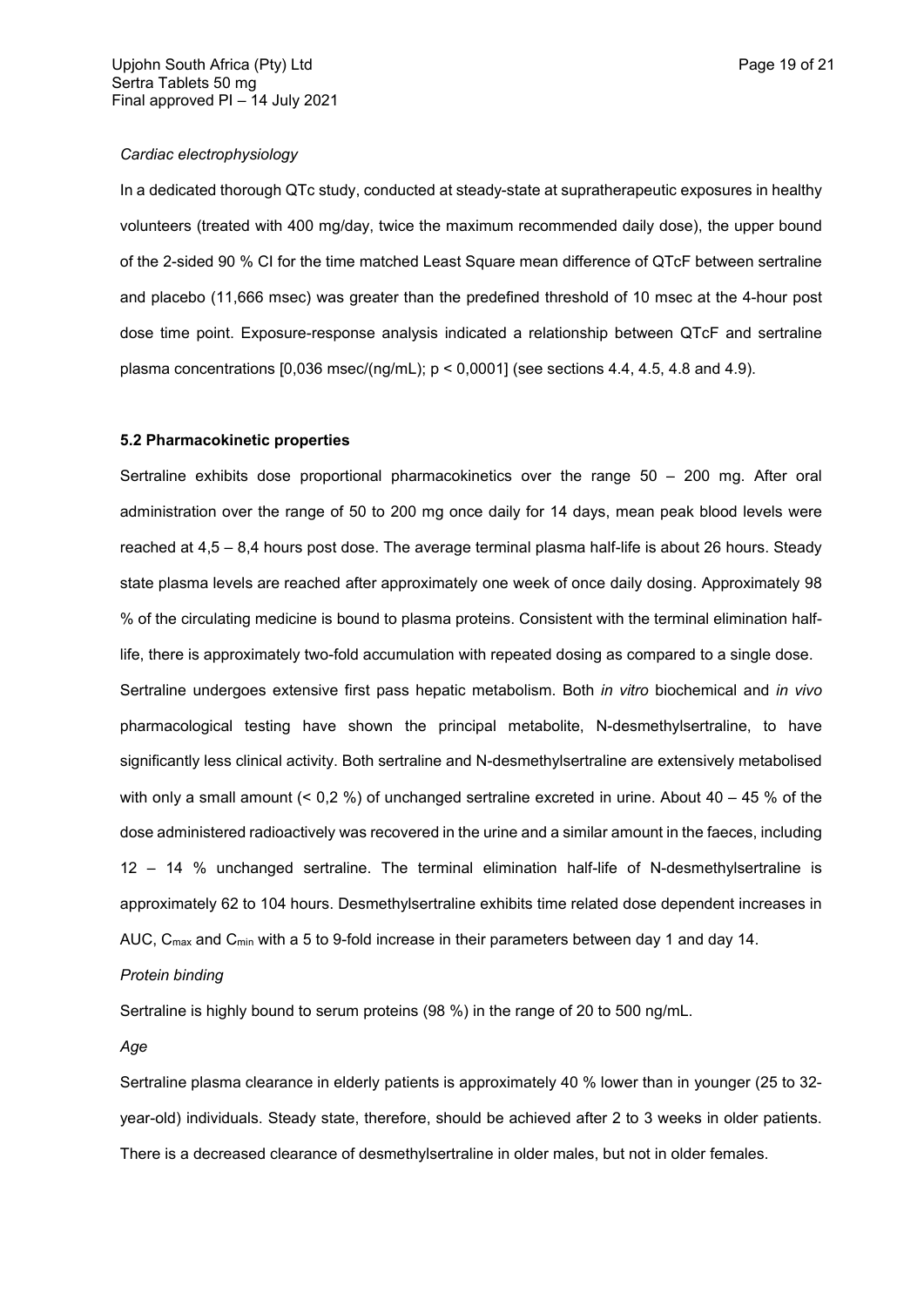*Cardiac electrophysiology*

In a dedicated thorough QTc study, conducted at steady-state at supratherapeutic exposures in healthy volunteers (treated with 400 mg/day, twice the maximum recommended daily dose), the upper bound of the 2-sided 90 % CI for the time matched Least Square mean difference of QTcF between sertraline and placebo (11,666 msec) was greater than the predefined threshold of 10 msec at the 4-hour post dose time point. Exposure-response analysis indicated a relationship between QTcF and sertraline plasma concentrations [0,036 msec/(ng/mL); $p < 0,0001$] (see sections 4.4, 4.5, 4.8 and 4.9).

**5.2 Pharmacokinetic properties**

Sertraline exhibits dose proportional pharmacokinetics over the range 50 – 200 mg. After oral administration over the range of 50 to 200 mg once daily for 14 days, mean peak blood levels were reached at 4,5 – 8,4 hours post dose. The average terminal plasma half-life is about 26 hours. Steady state plasma levels are reached after approximately one week of once daily dosing. Approximately 98 % of the circulating medicine is bound to plasma proteins. Consistent with the terminal elimination half-life, there is approximately two-fold accumulation with repeated dosing as compared to a single dose.
Sertraline undergoes extensive first pass hepatic metabolism. Both *in vitro* biochemical and *in vivo* pharmacological testing have shown the principal metabolite, N-desmethylsertraline, to have significantly less clinical activity. Both sertraline and N-desmethylsertraline are extensively metabolised with only a small amount (< 0,2 %) of unchanged sertraline excreted in urine. About 40 – 45 % of the dose administered radioactively was recovered in the urine and a similar amount in the faeces, including 12 – 14 % unchanged sertraline. The terminal elimination half-life of N-desmethylsertraline is approximately 62 to 104 hours. Desmethylsertraline exhibits time related dose dependent increases in AUC, $C_{max}$ and $C_{min}$ with a 5 to 9-fold increase in their parameters between day 1 and day 14.

*Protein binding*

Sertraline is highly bound to serum proteins (98 %) in the range of 20 to 500 ng/mL.

*Age*

Sertraline plasma clearance in elderly patients is approximately 40 % lower than in younger (25 to 32-year-old) individuals. Steady state, therefore, should be achieved after 2 to 3 weeks in older patients. There is a decreased clearance of desmethylsertraline in older males, but not in older females.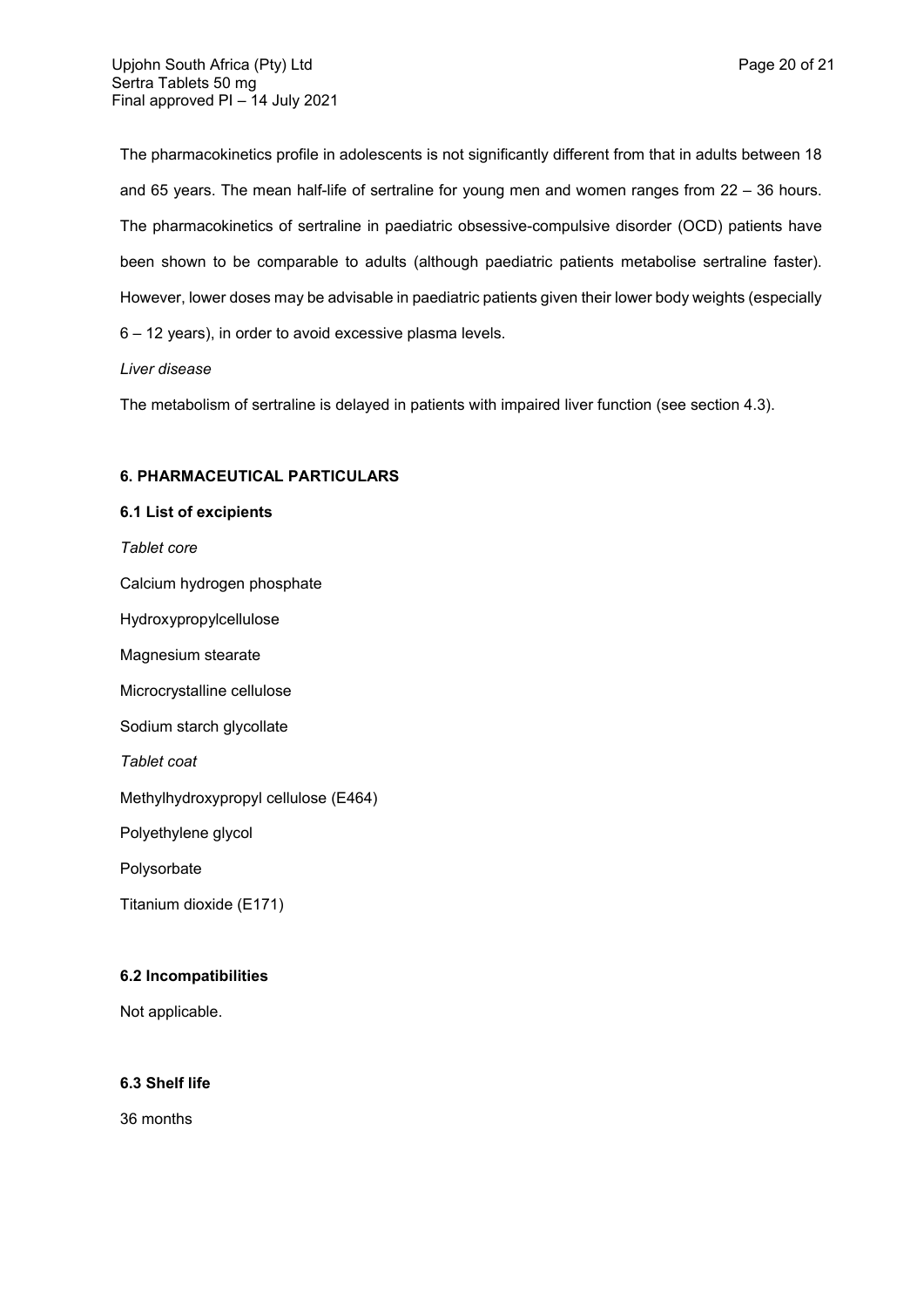The pharmacokinetics profile in adolescents is not significantly different from that in adults between 18 and 65 years. The mean half-life of sertraline for young men and women ranges from 22 – 36 hours. The pharmacokinetics of sertraline in paediatric obsessive-compulsive disorder (OCD) patients have been shown to be comparable to adults (although paediatric patients metabolise sertraline faster). However, lower doses may be advisable in paediatric patients given their lower body weights (especially 6 – 12 years), in order to avoid excessive plasma levels.

*Liver disease*

The metabolism of sertraline is delayed in patients with impaired liver function (see section 4.3).

## 6. PHARMACEUTICAL PARTICULARS

### 6.1 List of excipients

*Tablet core*

Calcium hydrogen phosphate

Hydroxypropylcellulose

Magnesium stearate

Microcrystalline cellulose

Sodium starch glycollate

*Tablet coat*

Methylhydroxypropyl cellulose (E464)

Polyethylene glycol

Polysorbate

Titanium dioxide (E171)

### 6.2 Incompatibilities

Not applicable.

### 6.3 Shelf life

36 months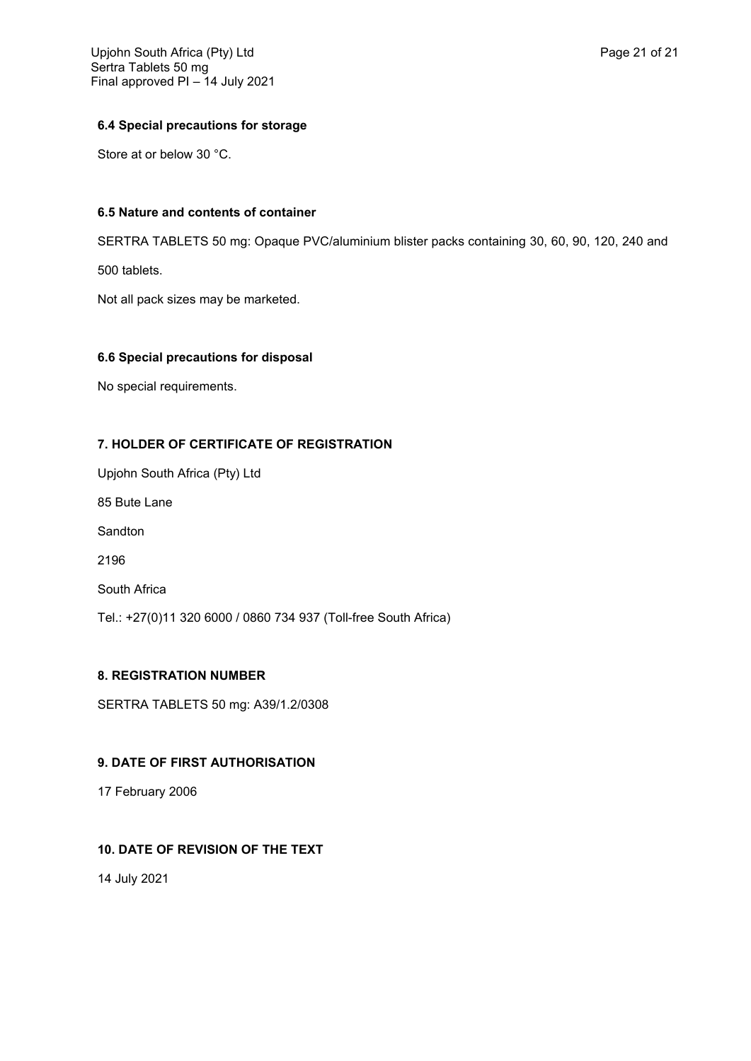### 6.4 Special precautions for storage

Store at or below 30 °C.

### 6.5 Nature and contents of container

SERTRA TABLETS 50 mg: Opaque PVC/aluminium blister packs containing 30, 60, 90, 120, 240 and 500 tablets.

Not all pack sizes may be marketed.

### 6.6 Special precautions for disposal

No special requirements.

## 7. HOLDER OF CERTIFICATE OF REGISTRATION

Upjohn South Africa (Pty) Ltd

85 Bute Lane

Sandton

2196

South Africa

Tel.: +27(0)11 320 6000 / 0860 734 937 (Toll-free South Africa)

## 8. REGISTRATION NUMBER

SERTRA TABLETS 50 mg: A39/1.2/0308

## 9. DATE OF FIRST AUTHORISATION

17 February 2006

## 10. DATE OF REVISION OF THE TEXT

14 July 2021